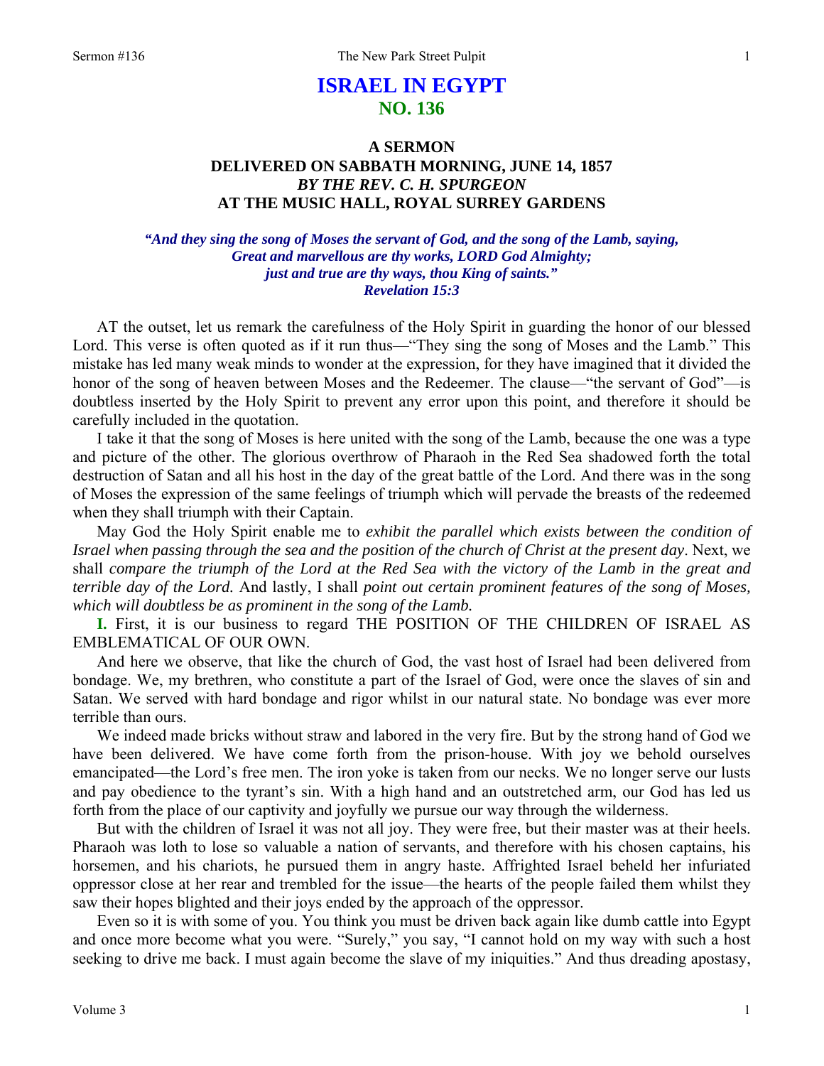# ISRAEL IN EGYPT
## NO. 136

### A SERMON
### DELIVERED ON SABBATH MORNING, JUNE 14, 1857
### *BY THE REV. C. H. SPURGEON*
### AT THE MUSIC HALL, ROYAL SURREY GARDENS

***"And they sing the song of Moses the servant of God, and the song of the Lamb, saying, Great and marvellous are thy works, LORD God Almighty; just and true are thy ways, thou King of saints." Revelation 15:3***

AT the outset, let us remark the carefulness of the Holy Spirit in guarding the honor of our blessed Lord. This verse is often quoted as if it run thus—"They sing the song of Moses and the Lamb." This mistake has led many weak minds to wonder at the expression, for they have imagined that it divided the honor of the song of heaven between Moses and the Redeemer. The clause—"the servant of God"—is doubtless inserted by the Holy Spirit to prevent any error upon this point, and therefore it should be carefully included in the quotation.

I take it that the song of Moses is here united with the song of the Lamb, because the one was a type and picture of the other. The glorious overthrow of Pharaoh in the Red Sea shadowed forth the total destruction of Satan and all his host in the day of the great battle of the Lord. And there was in the song of Moses the expression of the same feelings of triumph which will pervade the breasts of the redeemed when they shall triumph with their Captain.

May God the Holy Spirit enable me to *exhibit the parallel which exists between the condition of Israel when passing through the sea and the position of the church of Christ at the present day*. Next, we shall *compare the triumph of the Lord at the Red Sea with the victory of the Lamb in the great and terrible day of the Lord.* And lastly, I shall *point out certain prominent features of the song of Moses, which will doubtless be as prominent in the song of the Lamb.*

**I.** First, it is our business to regard THE POSITION OF THE CHILDREN OF ISRAEL AS EMBLEMATICAL OF OUR OWN.

And here we observe, that like the church of God, the vast host of Israel had been delivered from bondage. We, my brethren, who constitute a part of the Israel of God, were once the slaves of sin and Satan. We served with hard bondage and rigor whilst in our natural state. No bondage was ever more terrible than ours.

We indeed made bricks without straw and labored in the very fire. But by the strong hand of God we have been delivered. We have come forth from the prison-house. With joy we behold ourselves emancipated—the Lord's free men. The iron yoke is taken from our necks. We no longer serve our lusts and pay obedience to the tyrant's sin. With a high hand and an outstretched arm, our God has led us forth from the place of our captivity and joyfully we pursue our way through the wilderness.

But with the children of Israel it was not all joy. They were free, but their master was at their heels. Pharaoh was loth to lose so valuable a nation of servants, and therefore with his chosen captains, his horsemen, and his chariots, he pursued them in angry haste. Affrighted Israel beheld her infuriated oppressor close at her rear and trembled for the issue—the hearts of the people failed them whilst they saw their hopes blighted and their joys ended by the approach of the oppressor.

Even so it is with some of you. You think you must be driven back again like dumb cattle into Egypt and once more become what you were. "Surely," you say, "I cannot hold on my way with such a host seeking to drive me back. I must again become the slave of my iniquities." And thus dreading apostasy,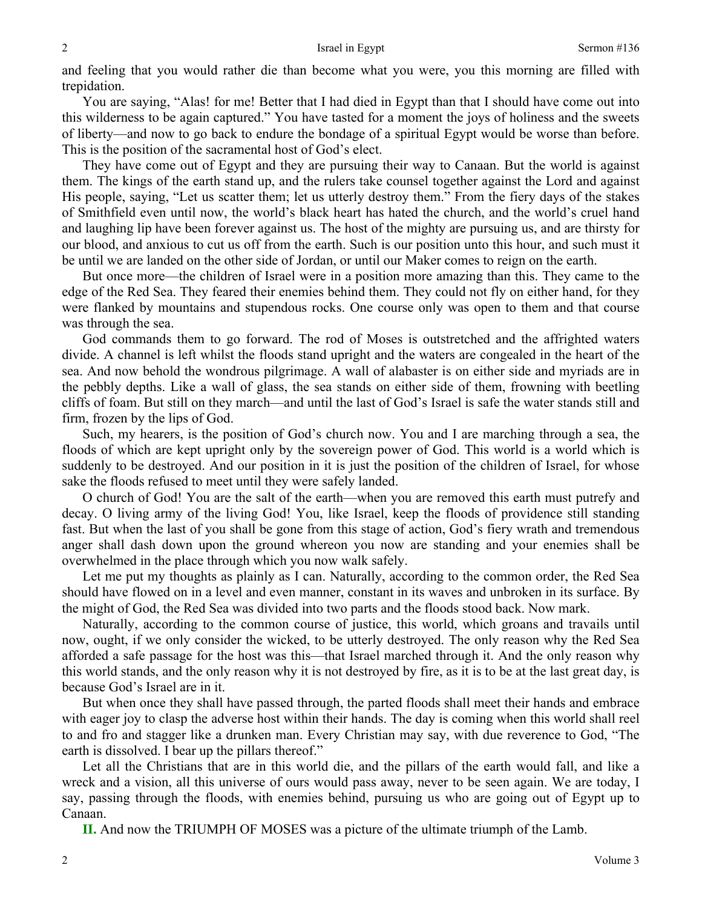and feeling that you would rather die than become what you were, you this morning are filled with trepidation.

You are saying, "Alas! for me! Better that I had died in Egypt than that I should have come out into this wilderness to be again captured." You have tasted for a moment the joys of holiness and the sweets of liberty—and now to go back to endure the bondage of a spiritual Egypt would be worse than before. This is the position of the sacramental host of God's elect.

They have come out of Egypt and they are pursuing their way to Canaan. But the world is against them. The kings of the earth stand up, and the rulers take counsel together against the Lord and against His people, saying, "Let us scatter them; let us utterly destroy them." From the fiery days of the stakes of Smithfield even until now, the world's black heart has hated the church, and the world's cruel hand and laughing lip have been forever against us. The host of the mighty are pursuing us, and are thirsty for our blood, and anxious to cut us off from the earth. Such is our position unto this hour, and such must it be until we are landed on the other side of Jordan, or until our Maker comes to reign on the earth.

But once more—the children of Israel were in a position more amazing than this. They came to the edge of the Red Sea. They feared their enemies behind them. They could not fly on either hand, for they were flanked by mountains and stupendous rocks. One course only was open to them and that course was through the sea.

God commands them to go forward. The rod of Moses is outstretched and the affrighted waters divide. A channel is left whilst the floods stand upright and the waters are congealed in the heart of the sea. And now behold the wondrous pilgrimage. A wall of alabaster is on either side and myriads are in the pebbly depths. Like a wall of glass, the sea stands on either side of them, frowning with beetling cliffs of foam. But still on they march—and until the last of God's Israel is safe the water stands still and firm, frozen by the lips of God.

Such, my hearers, is the position of God's church now. You and I are marching through a sea, the floods of which are kept upright only by the sovereign power of God. This world is a world which is suddenly to be destroyed. And our position in it is just the position of the children of Israel, for whose sake the floods refused to meet until they were safely landed.

O church of God! You are the salt of the earth—when you are removed this earth must putrefy and decay. O living army of the living God! You, like Israel, keep the floods of providence still standing fast. But when the last of you shall be gone from this stage of action, God's fiery wrath and tremendous anger shall dash down upon the ground whereon you now are standing and your enemies shall be overwhelmed in the place through which you now walk safely.

Let me put my thoughts as plainly as I can. Naturally, according to the common order, the Red Sea should have flowed on in a level and even manner, constant in its waves and unbroken in its surface. By the might of God, the Red Sea was divided into two parts and the floods stood back. Now mark.

Naturally, according to the common course of justice, this world, which groans and travails until now, ought, if we only consider the wicked, to be utterly destroyed. The only reason why the Red Sea afforded a safe passage for the host was this—that Israel marched through it. And the only reason why this world stands, and the only reason why it is not destroyed by fire, as it is to be at the last great day, is because God's Israel are in it.

But when once they shall have passed through, the parted floods shall meet their hands and embrace with eager joy to clasp the adverse host within their hands. The day is coming when this world shall reel to and fro and stagger like a drunken man. Every Christian may say, with due reverence to God, "The earth is dissolved. I bear up the pillars thereof."

Let all the Christians that are in this world die, and the pillars of the earth would fall, and like a wreck and a vision, all this universe of ours would pass away, never to be seen again. We are today, I say, passing through the floods, with enemies behind, pursuing us who are going out of Egypt up to Canaan.

**II.** And now the TRIUMPH OF MOSES was a picture of the ultimate triumph of the Lamb.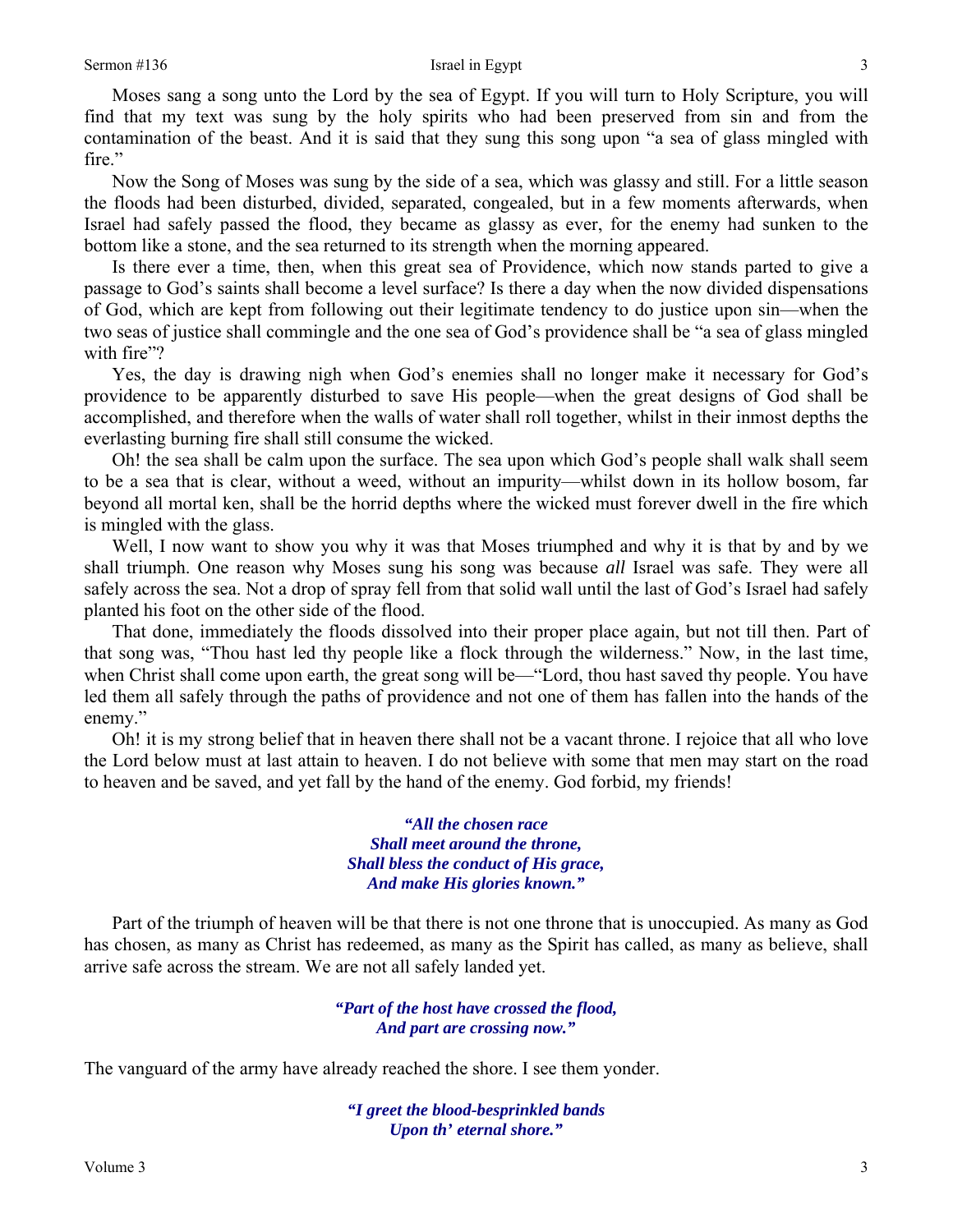Moses sang a song unto the Lord by the sea of Egypt. If you will turn to Holy Scripture, you will find that my text was sung by the holy spirits who had been preserved from sin and from the contamination of the beast. And it is said that they sung this song upon "a sea of glass mingled with fire."

Now the Song of Moses was sung by the side of a sea, which was glassy and still. For a little season the floods had been disturbed, divided, separated, congealed, but in a few moments afterwards, when Israel had safely passed the flood, they became as glassy as ever, for the enemy had sunken to the bottom like a stone, and the sea returned to its strength when the morning appeared.

Is there ever a time, then, when this great sea of Providence, which now stands parted to give a passage to God's saints shall become a level surface? Is there a day when the now divided dispensations of God, which are kept from following out their legitimate tendency to do justice upon sin—when the two seas of justice shall commingle and the one sea of God's providence shall be "a sea of glass mingled with fire"?

Yes, the day is drawing nigh when God's enemies shall no longer make it necessary for God's providence to be apparently disturbed to save His people—when the great designs of God shall be accomplished, and therefore when the walls of water shall roll together, whilst in their inmost depths the everlasting burning fire shall still consume the wicked.

Oh! the sea shall be calm upon the surface. The sea upon which God's people shall walk shall seem to be a sea that is clear, without a weed, without an impurity—whilst down in its hollow bosom, far beyond all mortal ken, shall be the horrid depths where the wicked must forever dwell in the fire which is mingled with the glass.

Well, I now want to show you why it was that Moses triumphed and why it is that by and by we shall triumph. One reason why Moses sung his song was because *all* Israel was safe. They were all safely across the sea. Not a drop of spray fell from that solid wall until the last of God's Israel had safely planted his foot on the other side of the flood.

That done, immediately the floods dissolved into their proper place again, but not till then. Part of that song was, "Thou hast led thy people like a flock through the wilderness." Now, in the last time, when Christ shall come upon earth, the great song will be—"Lord, thou hast saved thy people. You have led them all safely through the paths of providence and not one of them has fallen into the hands of the enemy."

Oh! it is my strong belief that in heaven there shall not be a vacant throne. I rejoice that all who love the Lord below must at last attain to heaven. I do not believe with some that men may start on the road to heaven and be saved, and yet fall by the hand of the enemy. God forbid, my friends!

> ***"All the chosen race***
> ***Shall meet around the throne,***
> ***Shall bless the conduct of His grace,***
> ***And make His glories known."***

Part of the triumph of heaven will be that there is not one throne that is unoccupied. As many as God has chosen, as many as Christ has redeemed, as many as the Spirit has called, as many as believe, shall arrive safe across the stream. We are not all safely landed yet.

> ***"Part of the host have crossed the flood,***
> ***And part are crossing now."***

The vanguard of the army have already reached the shore. I see them yonder.

> ***"I greet the blood-besprinkled bands***
> ***Upon th' eternal shore."***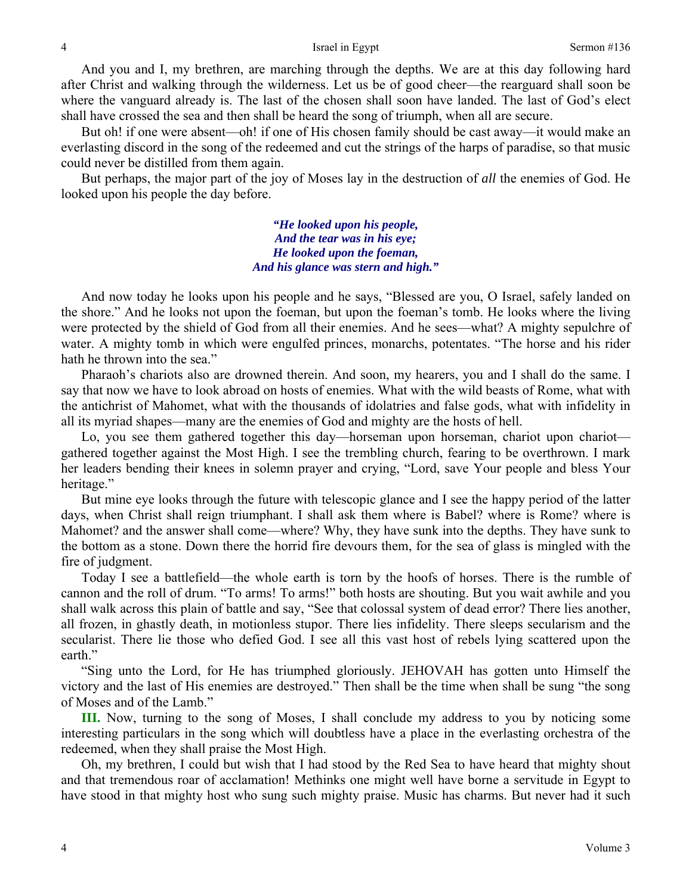And you and I, my brethren, are marching through the depths. We are at this day following hard after Christ and walking through the wilderness. Let us be of good cheer—the rearguard shall soon be where the vanguard already is. The last of the chosen shall soon have landed. The last of God's elect shall have crossed the sea and then shall be heard the song of triumph, when all are secure.

But oh! if one were absent—oh! if one of His chosen family should be cast away—it would make an everlasting discord in the song of the redeemed and cut the strings of the harps of paradise, so that music could never be distilled from them again.

But perhaps, the major part of the joy of Moses lay in the destruction of *all* the enemies of God. He looked upon his people the day before.

> ***"He looked upon his people,***
> ***And the tear was in his eye;***
> ***He looked upon the foeman,***
> ***And his glance was stern and high."***

And now today he looks upon his people and he says, "Blessed are you, O Israel, safely landed on the shore." And he looks not upon the foeman, but upon the foeman's tomb. He looks where the living were protected by the shield of God from all their enemies. And he sees—what? A mighty sepulchre of water. A mighty tomb in which were engulfed princes, monarchs, potentates. "The horse and his rider hath he thrown into the sea."

Pharaoh's chariots also are drowned therein. And soon, my hearers, you and I shall do the same. I say that now we have to look abroad on hosts of enemies. What with the wild beasts of Rome, what with the antichrist of Mahomet, what with the thousands of idolatries and false gods, what with infidelity in all its myriad shapes—many are the enemies of God and mighty are the hosts of hell.

Lo, you see them gathered together this day—horseman upon horseman, chariot upon chariot—gathered together against the Most High. I see the trembling church, fearing to be overthrown. I mark her leaders bending their knees in solemn prayer and crying, "Lord, save Your people and bless Your heritage."

But mine eye looks through the future with telescopic glance and I see the happy period of the latter days, when Christ shall reign triumphant. I shall ask them where is Babel? where is Rome? where is Mahomet? and the answer shall come—where? Why, they have sunk into the depths. They have sunk to the bottom as a stone. Down there the horrid fire devours them, for the sea of glass is mingled with the fire of judgment.

Today I see a battlefield—the whole earth is torn by the hoofs of horses. There is the rumble of cannon and the roll of drum. "To arms! To arms!" both hosts are shouting. But you wait awhile and you shall walk across this plain of battle and say, "See that colossal system of dead error? There lies another, all frozen, in ghastly death, in motionless stupor. There lies infidelity. There sleeps secularism and the secularist. There lie those who defied God. I see all this vast host of rebels lying scattered upon the earth."

"Sing unto the Lord, for He has triumphed gloriously. JEHOVAH has gotten unto Himself the victory and the last of His enemies are destroyed." Then shall be the time when shall be sung "the song of Moses and of the Lamb."

**III.** Now, turning to the song of Moses, I shall conclude my address to you by noticing some interesting particulars in the song which will doubtless have a place in the everlasting orchestra of the redeemed, when they shall praise the Most High.

Oh, my brethren, I could but wish that I had stood by the Red Sea to have heard that mighty shout and that tremendous roar of acclamation! Methinks one might well have borne a servitude in Egypt to have stood in that mighty host who sung such mighty praise. Music has charms. But never had it such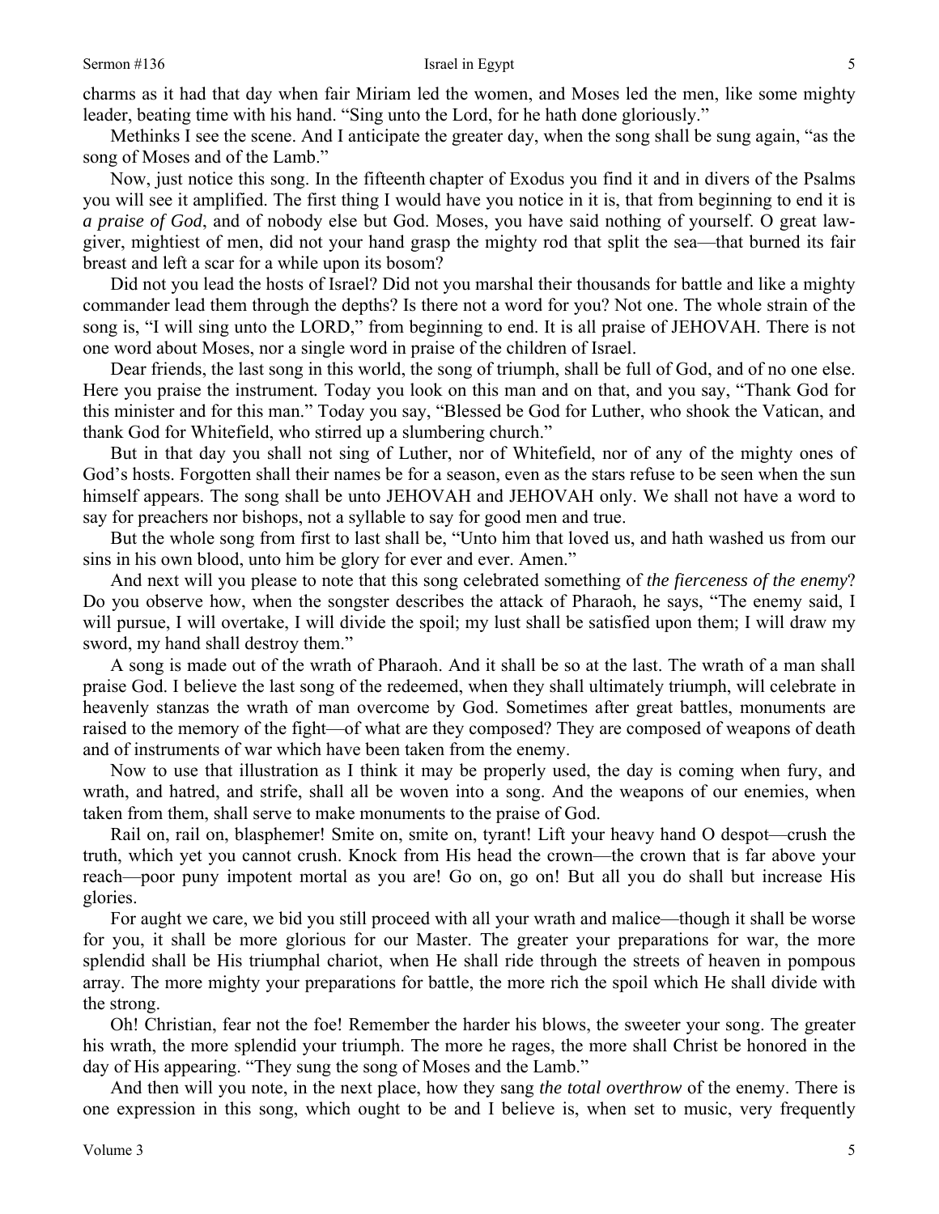charms as it had that day when fair Miriam led the women, and Moses led the men, like some mighty leader, beating time with his hand. "Sing unto the Lord, for he hath done gloriously."

Methinks I see the scene. And I anticipate the greater day, when the song shall be sung again, "as the song of Moses and of the Lamb."

Now, just notice this song. In the fifteenth chapter of Exodus you find it and in divers of the Psalms you will see it amplified. The first thing I would have you notice in it is, that from beginning to end it is *a praise of God*, and of nobody else but God. Moses, you have said nothing of yourself. O great law-giver, mightiest of men, did not your hand grasp the mighty rod that split the sea—that burned its fair breast and left a scar for a while upon its bosom?

Did not you lead the hosts of Israel? Did not you marshal their thousands for battle and like a mighty commander lead them through the depths? Is there not a word for you? Not one. The whole strain of the song is, "I will sing unto the LORD," from beginning to end. It is all praise of JEHOVAH. There is not one word about Moses, nor a single word in praise of the children of Israel.

Dear friends, the last song in this world, the song of triumph, shall be full of God, and of no one else. Here you praise the instrument. Today you look on this man and on that, and you say, "Thank God for this minister and for this man." Today you say, "Blessed be God for Luther, who shook the Vatican, and thank God for Whitefield, who stirred up a slumbering church."

But in that day you shall not sing of Luther, nor of Whitefield, nor of any of the mighty ones of God's hosts. Forgotten shall their names be for a season, even as the stars refuse to be seen when the sun himself appears. The song shall be unto JEHOVAH and JEHOVAH only. We shall not have a word to say for preachers nor bishops, not a syllable to say for good men and true.

But the whole song from first to last shall be, "Unto him that loved us, and hath washed us from our sins in his own blood, unto him be glory for ever and ever. Amen."

And next will you please to note that this song celebrated something of *the fierceness of the enemy*? Do you observe how, when the songster describes the attack of Pharaoh, he says, "The enemy said, I will pursue, I will overtake, I will divide the spoil; my lust shall be satisfied upon them; I will draw my sword, my hand shall destroy them."

A song is made out of the wrath of Pharaoh. And it shall be so at the last. The wrath of a man shall praise God. I believe the last song of the redeemed, when they shall ultimately triumph, will celebrate in heavenly stanzas the wrath of man overcome by God. Sometimes after great battles, monuments are raised to the memory of the fight—of what are they composed? They are composed of weapons of death and of instruments of war which have been taken from the enemy.

Now to use that illustration as I think it may be properly used, the day is coming when fury, and wrath, and hatred, and strife, shall all be woven into a song. And the weapons of our enemies, when taken from them, shall serve to make monuments to the praise of God.

Rail on, rail on, blasphemer! Smite on, smite on, tyrant! Lift your heavy hand O despot—crush the truth, which yet you cannot crush. Knock from His head the crown—the crown that is far above your reach—poor puny impotent mortal as you are! Go on, go on! But all you do shall but increase His glories.

For aught we care, we bid you still proceed with all your wrath and malice—though it shall be worse for you, it shall be more glorious for our Master. The greater your preparations for war, the more splendid shall be His triumphal chariot, when He shall ride through the streets of heaven in pompous array. The more mighty your preparations for battle, the more rich the spoil which He shall divide with the strong.

Oh! Christian, fear not the foe! Remember the harder his blows, the sweeter your song. The greater his wrath, the more splendid your triumph. The more he rages, the more shall Christ be honored in the day of His appearing. "They sung the song of Moses and the Lamb."

And then will you note, in the next place, how they sang *the total overthrow* of the enemy. There is one expression in this song, which ought to be and I believe is, when set to music, very frequently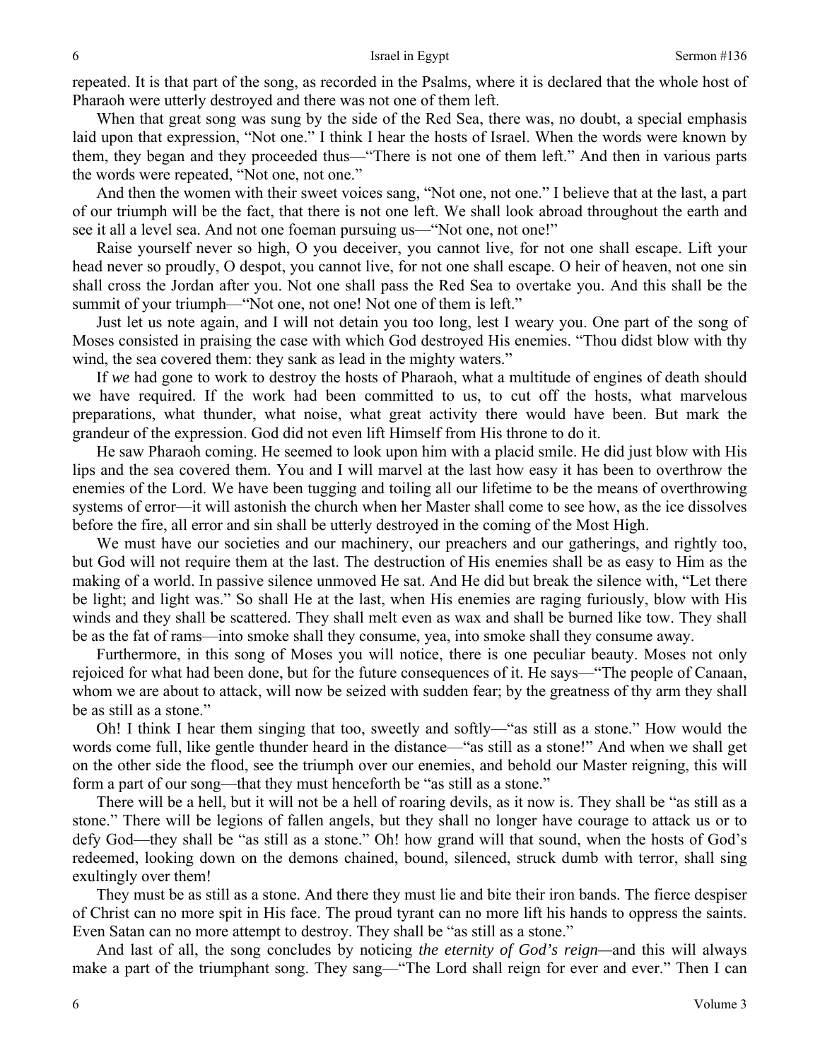repeated. It is that part of the song, as recorded in the Psalms, where it is declared that the whole host of Pharaoh were utterly destroyed and there was not one of them left.

When that great song was sung by the side of the Red Sea, there was, no doubt, a special emphasis laid upon that expression, "Not one." I think I hear the hosts of Israel. When the words were known by them, they began and they proceeded thus—"There is not one of them left." And then in various parts the words were repeated, "Not one, not one."

And then the women with their sweet voices sang, "Not one, not one." I believe that at the last, a part of our triumph will be the fact, that there is not one left. We shall look abroad throughout the earth and see it all a level sea. And not one foeman pursuing us—"Not one, not one!"

Raise yourself never so high, O you deceiver, you cannot live, for not one shall escape. Lift your head never so proudly, O despot, you cannot live, for not one shall escape. O heir of heaven, not one sin shall cross the Jordan after you. Not one shall pass the Red Sea to overtake you. And this shall be the summit of your triumph—"Not one, not one! Not one of them is left."

Just let us note again, and I will not detain you too long, lest I weary you. One part of the song of Moses consisted in praising the case with which God destroyed His enemies. "Thou didst blow with thy wind, the sea covered them: they sank as lead in the mighty waters."

If *we* had gone to work to destroy the hosts of Pharaoh, what a multitude of engines of death should we have required. If the work had been committed to us, to cut off the hosts, what marvelous preparations, what thunder, what noise, what great activity there would have been. But mark the grandeur of the expression. God did not even lift Himself from His throne to do it.

He saw Pharaoh coming. He seemed to look upon him with a placid smile. He did just blow with His lips and the sea covered them. You and I will marvel at the last how easy it has been to overthrow the enemies of the Lord. We have been tugging and toiling all our lifetime to be the means of overthrowing systems of error—it will astonish the church when her Master shall come to see how, as the ice dissolves before the fire, all error and sin shall be utterly destroyed in the coming of the Most High.

We must have our societies and our machinery, our preachers and our gatherings, and rightly too, but God will not require them at the last. The destruction of His enemies shall be as easy to Him as the making of a world. In passive silence unmoved He sat. And He did but break the silence with, "Let there be light; and light was." So shall He at the last, when His enemies are raging furiously, blow with His winds and they shall be scattered. They shall melt even as wax and shall be burned like tow. They shall be as the fat of rams—into smoke shall they consume, yea, into smoke shall they consume away.

Furthermore, in this song of Moses you will notice, there is one peculiar beauty. Moses not only rejoiced for what had been done, but for the future consequences of it. He says—"The people of Canaan, whom we are about to attack, will now be seized with sudden fear; by the greatness of thy arm they shall be as still as a stone."

Oh! I think I hear them singing that too, sweetly and softly—"as still as a stone." How would the words come full, like gentle thunder heard in the distance—"as still as a stone!" And when we shall get on the other side the flood, see the triumph over our enemies, and behold our Master reigning, this will form a part of our song—that they must henceforth be "as still as a stone."

There will be a hell, but it will not be a hell of roaring devils, as it now is. They shall be "as still as a stone." There will be legions of fallen angels, but they shall no longer have courage to attack us or to defy God—they shall be "as still as a stone." Oh! how grand will that sound, when the hosts of God's redeemed, looking down on the demons chained, bound, silenced, struck dumb with terror, shall sing exultingly over them!

They must be as still as a stone. And there they must lie and bite their iron bands. The fierce despiser of Christ can no more spit in His face. The proud tyrant can no more lift his hands to oppress the saints. Even Satan can no more attempt to destroy. They shall be "as still as a stone."

And last of all, the song concludes by noticing *the eternity of God's reign*—and this will always make a part of the triumphant song. They sang—"The Lord shall reign for ever and ever." Then I can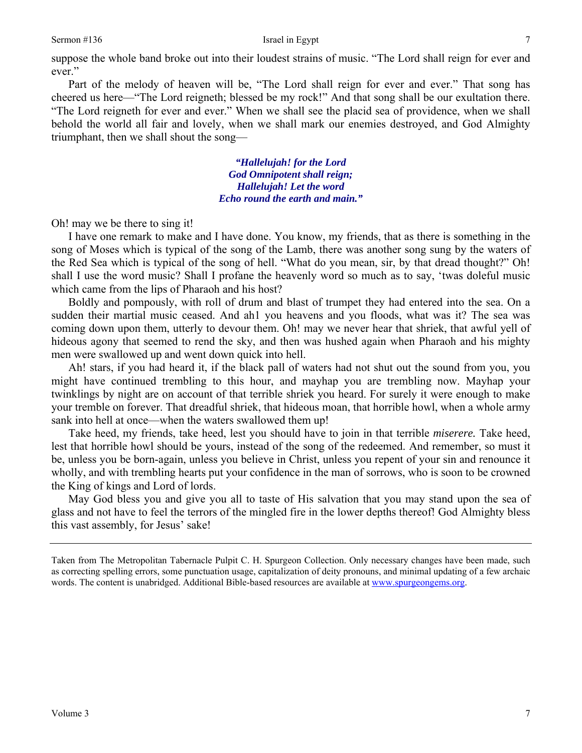suppose the whole band broke out into their loudest strains of music. "The Lord shall reign for ever and ever."

Part of the melody of heaven will be, "The Lord shall reign for ever and ever." That song has cheered us here—"The Lord reigneth; blessed be my rock!" And that song shall be our exultation there. "The Lord reigneth for ever and ever." When we shall see the placid sea of providence, when we shall behold the world all fair and lovely, when we shall mark our enemies destroyed, and God Almighty triumphant, then we shall shout the song—

> ***"Hallelujah! for the Lord***
> ***God Omnipotent shall reign;***
> ***Hallelujah! Let the word***
> ***Echo round the earth and main."***

Oh! may we be there to sing it!

I have one remark to make and I have done. You know, my friends, that as there is something in the song of Moses which is typical of the song of the Lamb, there was another song sung by the waters of the Red Sea which is typical of the song of hell. "What do you mean, sir, by that dread thought?" Oh! shall I use the word music? Shall I profane the heavenly word so much as to say, 'twas doleful music which came from the lips of Pharaoh and his host?

Boldly and pompously, with roll of drum and blast of trumpet they had entered into the sea. On a sudden their martial music ceased. And ah1 you heavens and you floods, what was it? The sea was coming down upon them, utterly to devour them. Oh! may we never hear that shriek, that awful yell of hideous agony that seemed to rend the sky, and then was hushed again when Pharaoh and his mighty men were swallowed up and went down quick into hell.

Ah! stars, if you had heard it, if the black pall of waters had not shut out the sound from you, you might have continued trembling to this hour, and mayhap you are trembling now. Mayhap your twinklings by night are on account of that terrible shriek you heard. For surely it were enough to make your tremble on forever. That dreadful shriek, that hideous moan, that horrible howl, when a whole army sank into hell at once—when the waters swallowed them up!

Take heed, my friends, take heed, lest you should have to join in that terrible *miserere.* Take heed, lest that horrible howl should be yours, instead of the song of the redeemed. And remember, so must it be, unless you be born-again, unless you believe in Christ, unless you repent of your sin and renounce it wholly, and with trembling hearts put your confidence in the man of sorrows, who is soon to be crowned the King of kings and Lord of lords.

May God bless you and give you all to taste of His salvation that you may stand upon the sea of glass and not have to feel the terrors of the mingled fire in the lower depths thereof! God Almighty bless this vast assembly, for Jesus' sake!

---

Taken from The Metropolitan Tabernacle Pulpit C. H. Spurgeon Collection. Only necessary changes have been made, such as correcting spelling errors, some punctuation usage, capitalization of deity pronouns, and minimal updating of a few archaic words. The content is unabridged. Additional Bible-based resources are available at www.spurgeongems.org.